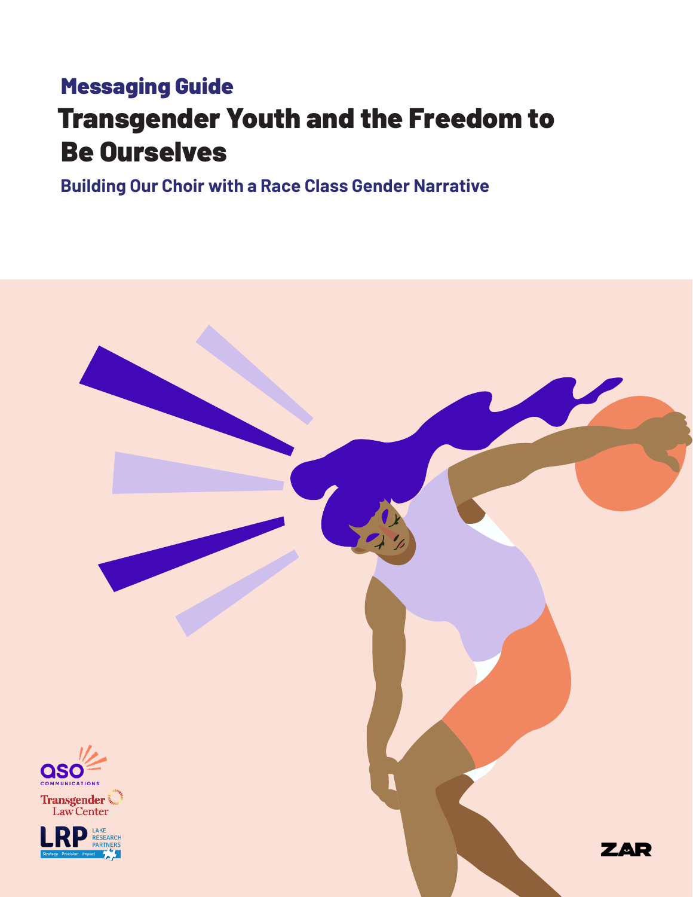Messaging Guide

# Transgender Youth and the Freedom to Be Ourselves

## Building Our Choir with a Race Class Gender Narrative

aso COMMUNICATIONS

Transgender Law Center

LRP LAKE RESEARCH PARTNERS Strategy Precision Impact

ZAR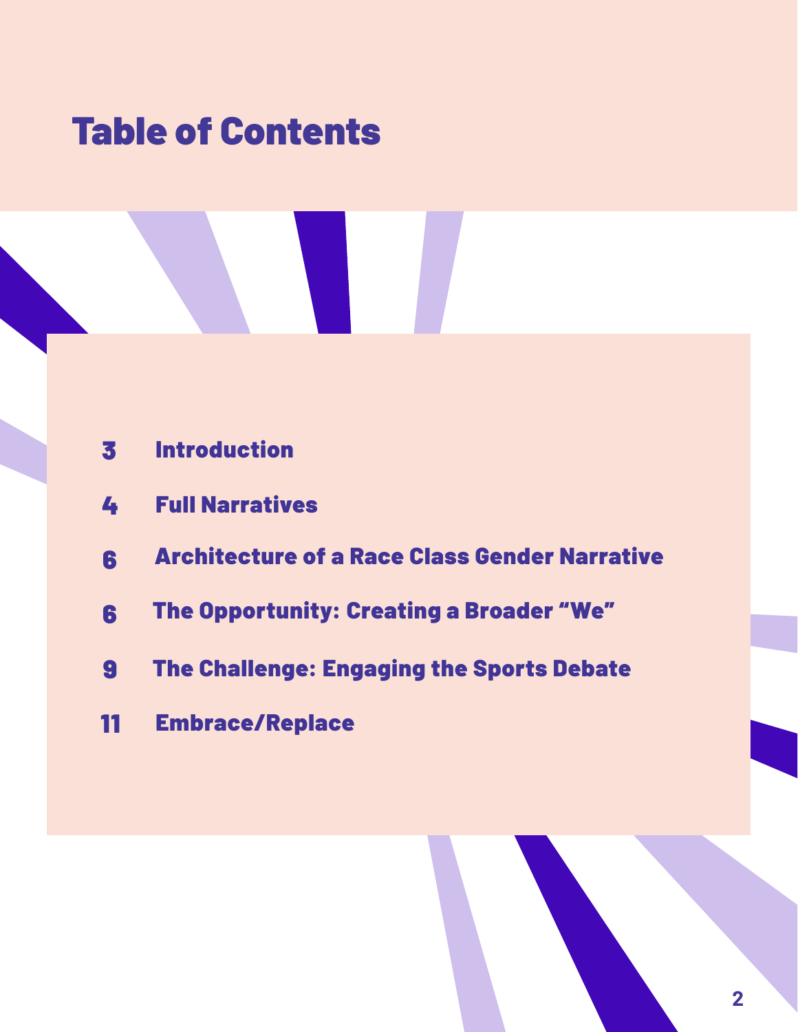# Table of Contents

| | |
|---|---|
| 3 | Introduction |
| 4 | Full Narratives |
| 6 | Architecture of a Race Class Gender Narrative |
| 6 | The Opportunity: Creating a Broader "We" |
| 9 | The Challenge: Engaging the Sports Debate |
| 11 | Embrace/Replace |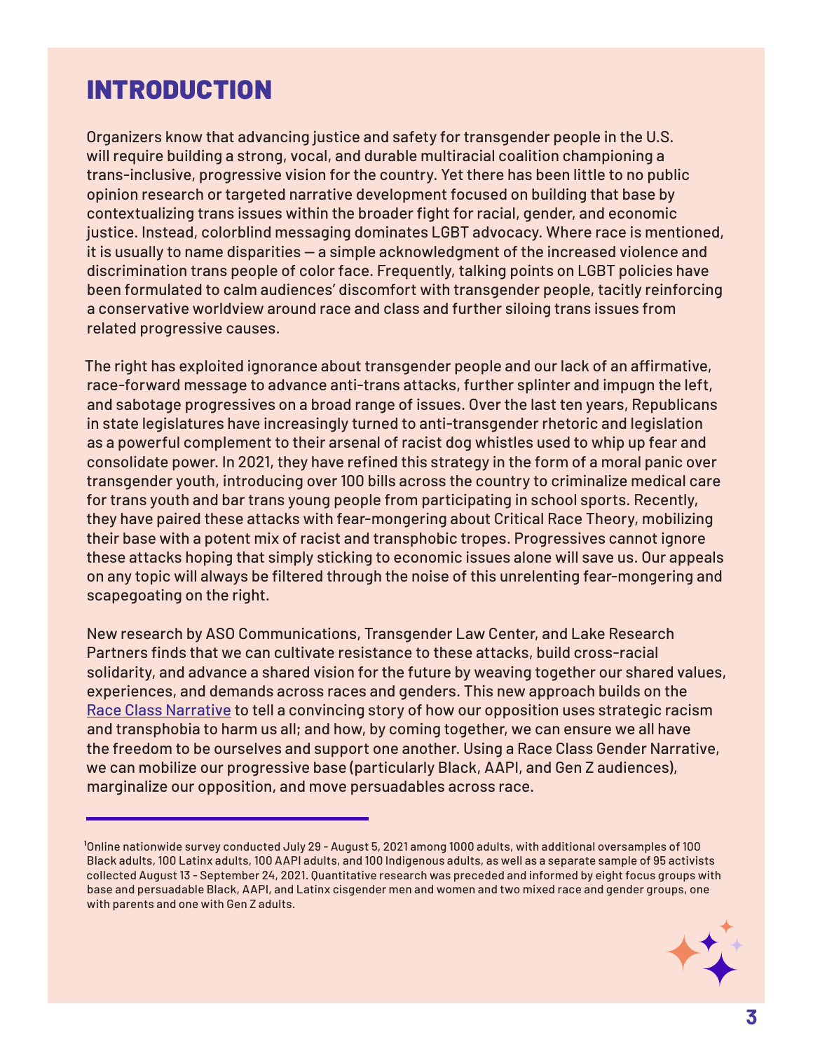# INTRODUCTION

Organizers know that advancing justice and safety for transgender people in the U.S. will require building a strong, vocal, and durable multiracial coalition championing a trans-inclusive, progressive vision for the country. Yet there has been little to no public opinion research or targeted narrative development focused on building that base by contextualizing trans issues within the broader fight for racial, gender, and economic justice. Instead, colorblind messaging dominates LGBT advocacy. Where race is mentioned, it is usually to name disparities — a simple acknowledgment of the increased violence and discrimination trans people of color face. Frequently, talking points on LGBT policies have been formulated to calm audiences' discomfort with transgender people, tacitly reinforcing a conservative worldview around race and class and further siloing trans issues from related progressive causes.

The right has exploited ignorance about transgender people and our lack of an affirmative, race-forward message to advance anti-trans attacks, further splinter and impugn the left, and sabotage progressives on a broad range of issues. Over the last ten years, Republicans in state legislatures have increasingly turned to anti-transgender rhetoric and legislation as a powerful complement to their arsenal of racist dog whistles used to whip up fear and consolidate power. In 2021, they have refined this strategy in the form of a moral panic over transgender youth, introducing over 100 bills across the country to criminalize medical care for trans youth and bar trans young people from participating in school sports. Recently, they have paired these attacks with fear-mongering about Critical Race Theory, mobilizing their base with a potent mix of racist and transphobic tropes. Progressives cannot ignore these attacks hoping that simply sticking to economic issues alone will save us. Our appeals on any topic will always be filtered through the noise of this unrelenting fear-mongering and scapegoating on the right.

New research by ASO Communications, Transgender Law Center, and Lake Research Partners finds that we can cultivate resistance to these attacks, build cross-racial solidarity, and advance a shared vision for the future by weaving together our shared values, experiences, and demands across races and genders. This new approach builds on the Race Class Narrative to tell a convincing story of how our opposition uses strategic racism and transphobia to harm us all; and how, by coming together, we can ensure we all have the freedom to be ourselves and support one another. Using a Race Class Gender Narrative, we can mobilize our progressive base (particularly Black, AAPI, and Gen Z audiences), marginalize our opposition, and move persuadables across race.

---

[1] Online nationwide survey conducted July 29 - August 5, 2021 among 1000 adults, with additional oversamples of 100 Black adults, 100 Latinx adults, 100 AAPI adults, and 100 Indigenous adults, as well as a separate sample of 95 activists collected August 13 - September 24, 2021. Quantitative research was preceded and informed by eight focus groups with base and persuadable Black, AAPI, and Latinx cisgender men and women and two mixed race and gender groups, one with parents and one with Gen Z adults.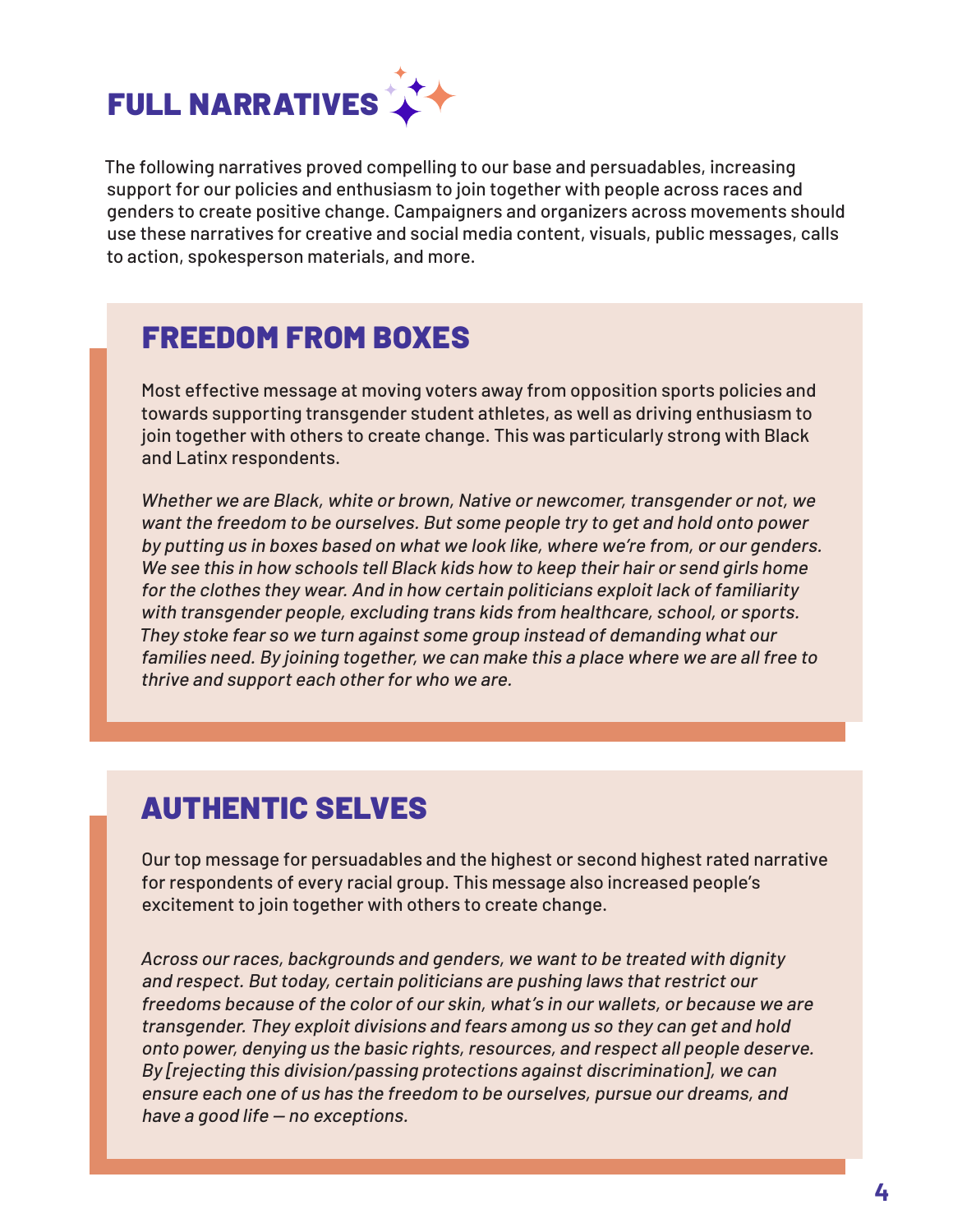# FULL NARRATIVES

The following narratives proved compelling to our base and persuadables, increasing support for our policies and enthusiasm to join together with people across races and genders to create positive change. Campaigners and organizers across movements should use these narratives for creative and social media content, visuals, public messages, calls to action, spokesperson materials, and more.

## FREEDOM FROM BOXES

Most effective message at moving voters away from opposition sports policies and towards supporting transgender student athletes, as well as driving enthusiasm to join together with others to create change. This was particularly strong with Black and Latinx respondents.

*Whether we are Black, white or brown, Native or newcomer, transgender or not, we want the freedom to be ourselves. But some people try to get and hold onto power by putting us in boxes based on what we look like, where we're from, or our genders. We see this in how schools tell Black kids how to keep their hair or send girls home for the clothes they wear. And in how certain politicians exploit lack of familiarity with transgender people, excluding trans kids from healthcare, school, or sports. They stoke fear so we turn against some group instead of demanding what our families need. By joining together, we can make this a place where we are all free to thrive and support each other for who we are.*

## AUTHENTIC SELVES

Our top message for persuadables and the highest or second highest rated narrative for respondents of every racial group. This message also increased people's excitement to join together with others to create change.

*Across our races, backgrounds and genders, we want to be treated with dignity and respect. But today, certain politicians are pushing laws that restrict our freedoms because of the color of our skin, what's in our wallets, or because we are transgender. They exploit divisions and fears among us so they can get and hold onto power, denying us the basic rights, resources, and respect all people deserve. By [rejecting this division/passing protections against discrimination], we can ensure each one of us has the freedom to be ourselves, pursue our dreams, and have a good life — no exceptions.*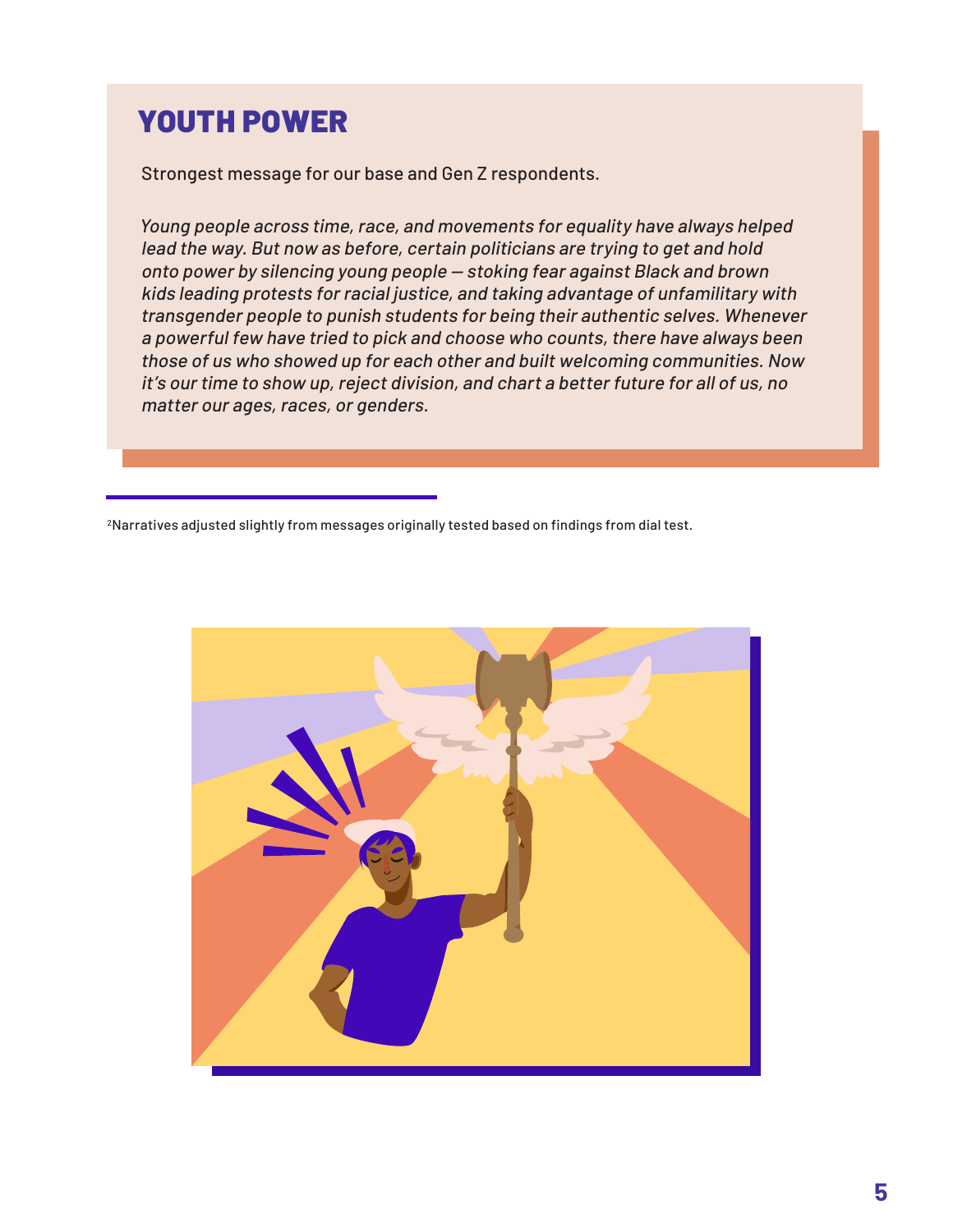## YOUTH POWER

Strongest message for our base and Gen Z respondents.

*Young people across time, race, and movements for equality have always helped lead the way. But now as before, certain politicians are trying to get and hold onto power by silencing young people — stoking fear against Black and brown kids leading protests for racial justice, and taking advantage of unfamilitary with transgender people to punish students for being their authentic selves. Whenever a powerful few have tried to pick and choose who counts, there have always been those of us who showed up for each other and built welcoming communities. Now it's our time to show up, reject division, and chart a better future for all of us, no matter our ages, races, or genders.*

---

[2]Narratives adjusted slightly from messages originally tested based on findings from dial test.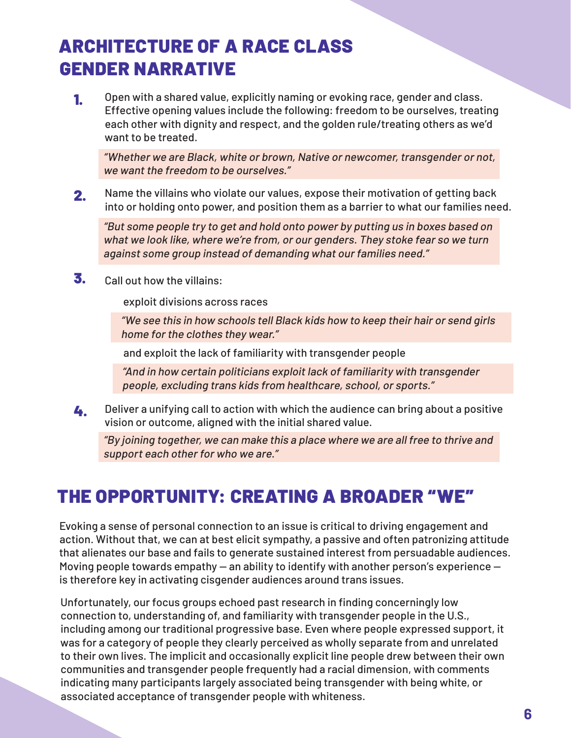## ARCHITECTURE OF A RACE CLASS GENDER NARRATIVE

1. Open with a shared value, explicitly naming or evoking race, gender and class. Effective opening values include the following: freedom to be ourselves, treating each other with dignity and respect, and the golden rule/treating others as we'd want to be treated.

   *"Whether we are Black, white or brown, Native or newcomer, transgender or not, we want the freedom to be ourselves."*

2. Name the villains who violate our values, expose their motivation of getting back into or holding onto power, and position them as a barrier to what our families need.

   *"But some people try to get and hold onto power by putting us in boxes based on what we look like, where we're from, or our genders. They stoke fear so we turn against some group instead of demanding what our families need."*

3. Call out how the villains:

   exploit divisions across races

   *"We see this in how schools tell Black kids how to keep their hair or send girls home for the clothes they wear."*

   and exploit the lack of familiarity with transgender people

   *"And in how certain politicians exploit lack of familiarity with transgender people, excluding trans kids from healthcare, school, or sports."*

4. Deliver a unifying call to action with which the audience can bring about a positive vision or outcome, aligned with the initial shared value.

   *"By joining together, we can make this a place where we are all free to thrive and support each other for who we are."*

## THE OPPORTUNITY: CREATING A BROADER "WE"

Evoking a sense of personal connection to an issue is critical to driving engagement and action. Without that, we can at best elicit sympathy, a passive and often patronizing attitude that alienates our base and fails to generate sustained interest from persuadable audiences. Moving people towards empathy — an ability to identify with another person's experience — is therefore key in activating cisgender audiences around trans issues.

Unfortunately, our focus groups echoed past research in finding concerningly low connection to, understanding of, and familiarity with transgender people in the U.S., including among our traditional progressive base. Even where people expressed support, it was for a category of people they clearly perceived as wholly separate from and unrelated to their own lives. The implicit and occasionally explicit line people drew between their own communities and transgender people frequently had a racial dimension, with comments indicating many participants largely associated being transgender with being white, or associated acceptance of transgender people with whiteness.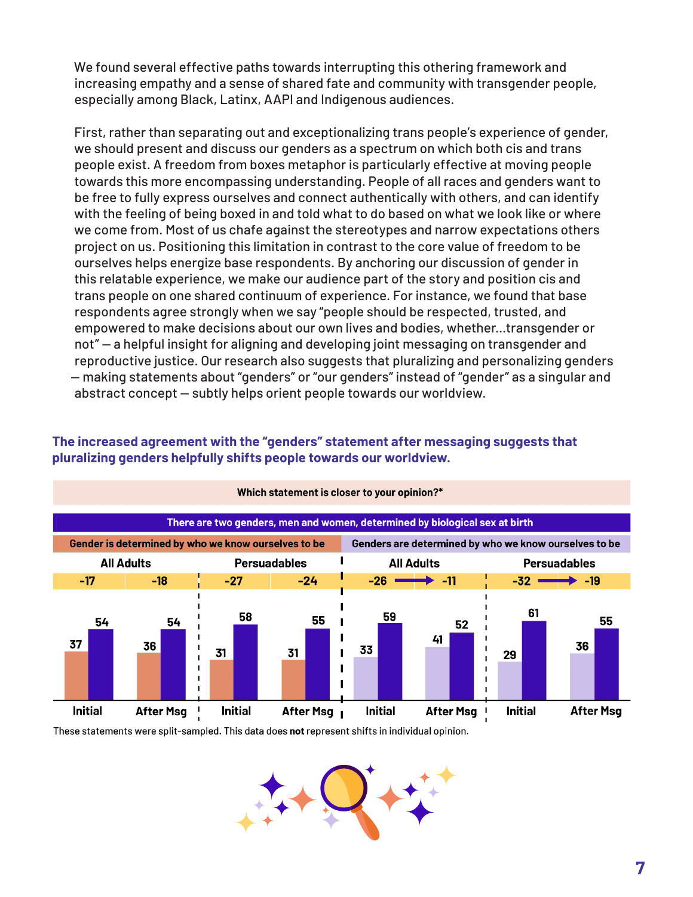We found several effective paths towards interrupting this othering framework and increasing empathy and a sense of shared fate and community with transgender people, especially among Black, Latinx, AAPI and Indigenous audiences.

First, rather than separating out and exceptionalizing trans people's experience of gender, we should present and discuss our genders as a spectrum on which both cis and trans people exist. A freedom from boxes metaphor is particularly effective at moving people towards this more encompassing understanding. People of all races and genders want to be free to fully express ourselves and connect authentically with others, and can identify with the feeling of being boxed in and told what to do based on what we look like or where we come from. Most of us chafe against the stereotypes and narrow expectations others project on us. Positioning this limitation in contrast to the core value of freedom to be ourselves helps energize base respondents. By anchoring our discussion of gender in this relatable experience, we make our audience part of the story and position cis and trans people on one shared continuum of experience. For instance, we found that base respondents agree strongly when we say "people should be respected, trusted, and empowered to make decisions about our own lives and bodies, whether...transgender or not" — a helpful insight for aligning and developing joint messaging on transgender and reproductive justice. Our research also suggests that pluralizing and personalizing genders — making statements about "genders" or "our genders" instead of "gender" as a singular and abstract concept — subtly helps orient people towards our worldview.

**The increased agreement with the "genders" statement after messaging suggests that pluralizing genders helpfully shifts people towards our worldview.**

Which statement is closer to your opinion?*

There are two genders, men and women, determined by biological sex at birth

| | Gender is determined by who we know ourselves to be | | | | Genders are determined by who we know ourselves to be | | | |
|---|---|---|---|---|---|---|---|---|
| | All Adults | | Persuadables | | All Adults | | Persuadables | |
| | Initial | After Msg | Initial | After Msg | Initial | After Msg | Initial | After Msg |
| Net | -17 | -18 | -27 | -24 | -26 | -11 | -32 | -19 |
| Gender(s) determined by who we know ourselves to be | 37 | 36 | 31 | 31 | 33 | 41 | 29 | 36 |
| Two genders, determined by biological sex at birth | 54 | 54 | 58 | 55 | 59 | 52 | 61 | 55 |

These statements were split-sampled. This data does **not** represent shifts in individual opinion.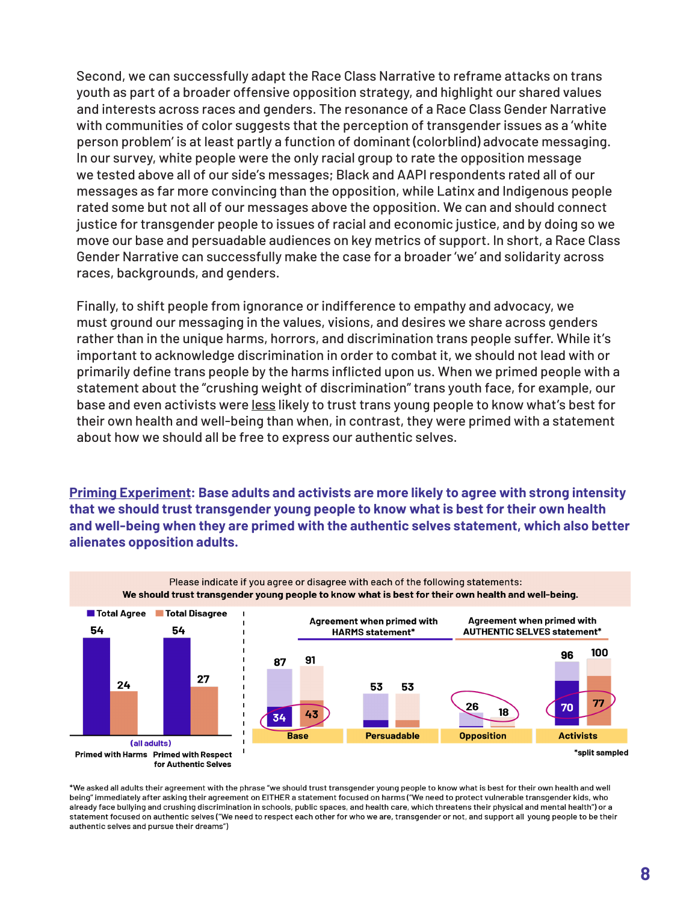Second, we can successfully adapt the Race Class Narrative to reframe attacks on trans youth as part of a broader offensive opposition strategy, and highlight our shared values and interests across races and genders. The resonance of a Race Class Gender Narrative with communities of color suggests that the perception of transgender issues as a 'white person problem' is at least partly a function of dominant (colorblind) advocate messaging. In our survey, white people were the only racial group to rate the opposition message we tested above all of our side's messages; Black and AAPI respondents rated all of our messages as far more convincing than the opposition, while Latinx and Indigenous people rated some but not all of our messages above the opposition. We can and should connect justice for transgender people to issues of racial and economic justice, and by doing so we move our base and persuadable audiences on key metrics of support. In short, a Race Class Gender Narrative can successfully make the case for a broader 'we' and solidarity across races, backgrounds, and genders.

Finally, to shift people from ignorance or indifference to empathy and advocacy, we must ground our messaging in the values, visions, and desires we share across genders rather than in the unique harms, horrors, and discrimination trans people suffer. While it's important to acknowledge discrimination in order to combat it, we should not lead with or primarily define trans people by the harms inflicted upon us. When we primed people with a statement about the "crushing weight of discrimination" trans youth face, for example, our base and even activists were less likely to trust trans young people to know what's best for their own health and well-being than when, in contrast, they were primed with a statement about how we should all be free to express our authentic selves.

**Priming Experiment: Base adults and activists are more likely to agree with strong intensity that we should trust transgender young people to know what is best for their own health and well-being when they are primed with the authentic selves statement, which also better alienates opposition adults.**

Please indicate if you agree or disagree with each of the following statements:
**We should trust transgender young people to know what is best for their own health and well-being.**

(all adults)

| | Total Agree | Total Disagree |
|---|---|---|
| Primed with Harms | 54 | 24 |
| Primed with Respect for Authentic Selves | 54 | 27 |

| | Agreement when primed with HARMS statement* | Agreement when primed with AUTHENTIC SELVES statement* |
|---|---|---|
| Base | 87 (34) | 91 (43) |
| Persuadable | 53 | 53 |
| Opposition | 26 | 18 |
| Activists | 96 (70) | 100 (77) |

*split sampled

*We asked all adults their agreement with the phrase "we should trust transgender young people to know what is best for their own health and well being" immediately after asking their agreement on EITHER a statement focused on harms ("We need to protect vulnerable transgender kids, who already face bullying and crushing discrimination in schools, public spaces, and health care, which threatens their physical and mental health") or a statement focused on authentic selves ("We need to respect each other for who we are, transgender or not, and support all young people to be their authentic selves and pursue their dreams")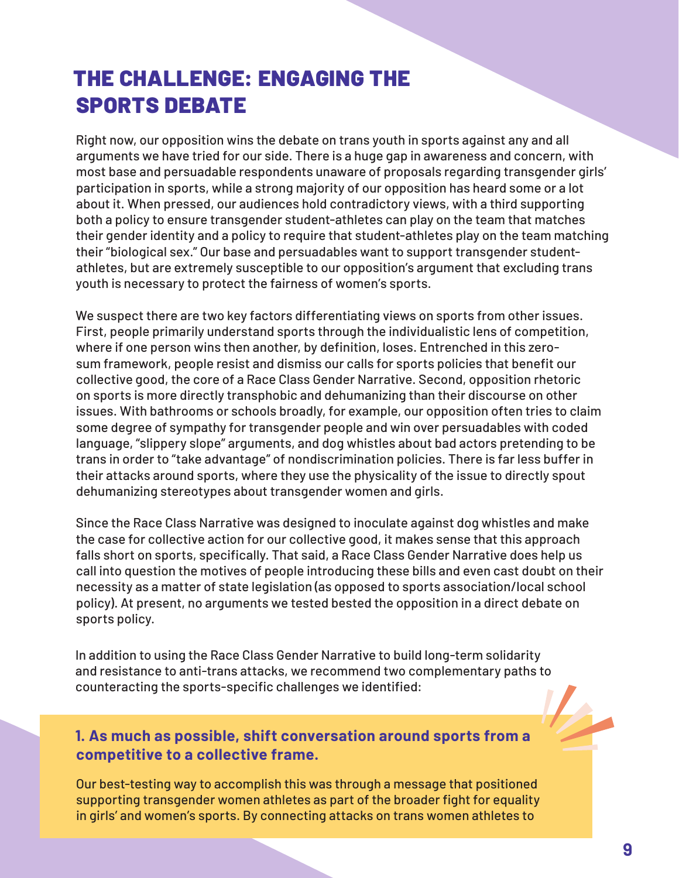# THE CHALLENGE: ENGAGING THE SPORTS DEBATE

Right now, our opposition wins the debate on trans youth in sports against any and all arguments we have tried for our side. There is a huge gap in awareness and concern, with most base and persuadable respondents unaware of proposals regarding transgender girls' participation in sports, while a strong majority of our opposition has heard some or a lot about it. When pressed, our audiences hold contradictory views, with a third supporting both a policy to ensure transgender student-athletes can play on the team that matches their gender identity and a policy to require that student-athletes play on the team matching their "biological sex." Our base and persuadables want to support transgender student-athletes, but are extremely susceptible to our opposition's argument that excluding trans youth is necessary to protect the fairness of women's sports.

We suspect there are two key factors differentiating views on sports from other issues. First, people primarily understand sports through the individualistic lens of competition, where if one person wins then another, by definition, loses. Entrenched in this zero-sum framework, people resist and dismiss our calls for sports policies that benefit our collective good, the core of a Race Class Gender Narrative. Second, opposition rhetoric on sports is more directly transphobic and dehumanizing than their discourse on other issues. With bathrooms or schools broadly, for example, our opposition often tries to claim some degree of sympathy for transgender people and win over persuadables with coded language, "slippery slope" arguments, and dog whistles about bad actors pretending to be trans in order to "take advantage" of nondiscrimination policies. There is far less buffer in their attacks around sports, where they use the physicality of the issue to directly spout dehumanizing stereotypes about transgender women and girls.

Since the Race Class Narrative was designed to inoculate against dog whistles and make the case for collective action for our collective good, it makes sense that this approach falls short on sports, specifically. That said, a Race Class Gender Narrative does help us call into question the motives of people introducing these bills and even cast doubt on their necessity as a matter of state legislation (as opposed to sports association/local school policy). At present, no arguments we tested bested the opposition in a direct debate on sports policy.

In addition to using the Race Class Gender Narrative to build long-term solidarity and resistance to anti-trans attacks, we recommend two complementary paths to counteracting the sports-specific challenges we identified:

### 1. As much as possible, shift conversation around sports from a competitive to a collective frame.

Our best-testing way to accomplish this was through a message that positioned supporting transgender women athletes as part of the broader fight for equality in girls' and women's sports. By connecting attacks on trans women athletes to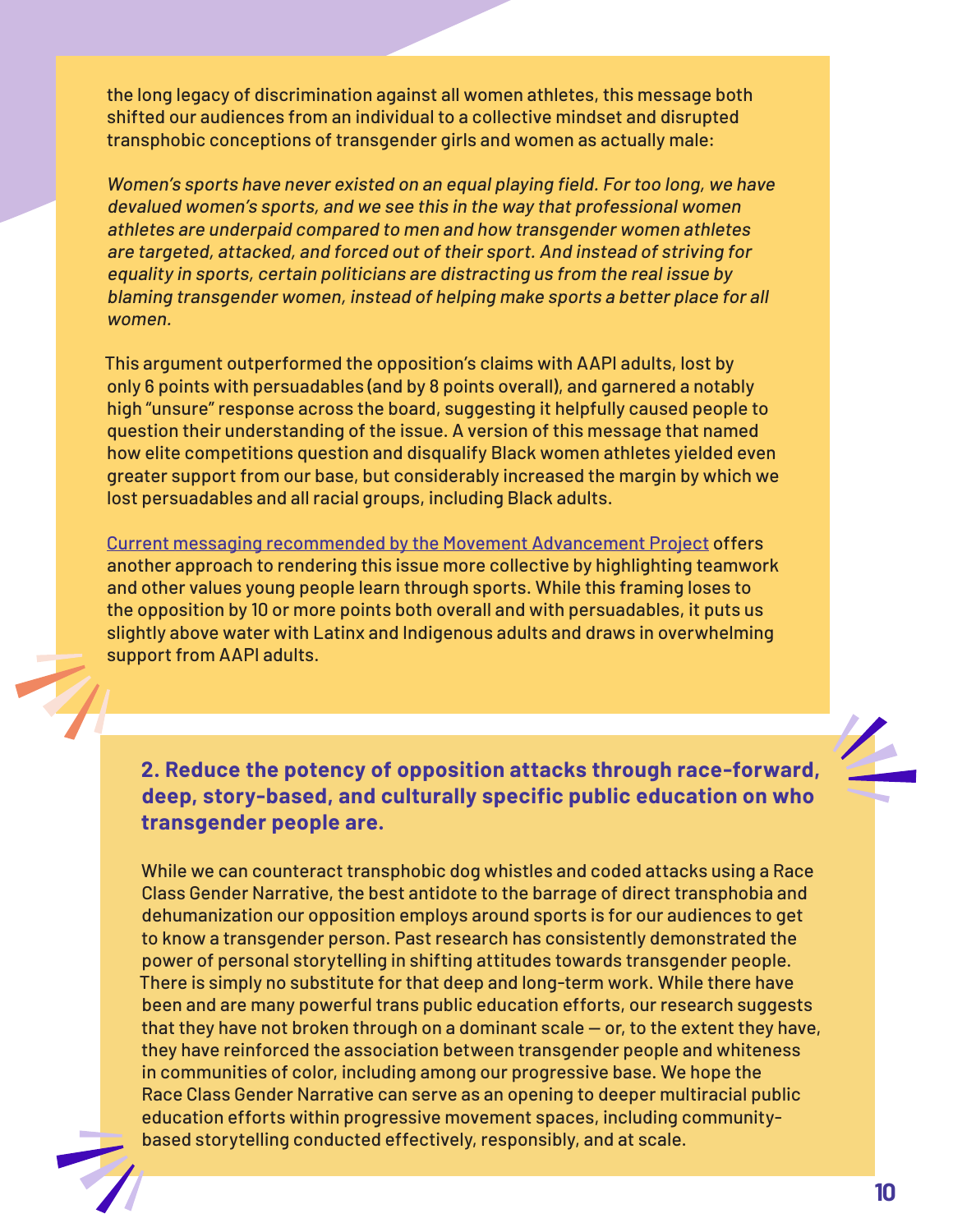the long legacy of discrimination against all women athletes, this message both shifted our audiences from an individual to a collective mindset and disrupted transphobic conceptions of transgender girls and women as actually male:

*Women's sports have never existed on an equal playing field. For too long, we have devalued women's sports, and we see this in the way that professional women athletes are underpaid compared to men and how transgender women athletes are targeted, attacked, and forced out of their sport. And instead of striving for equality in sports, certain politicians are distracting us from the real issue by blaming transgender women, instead of helping make sports a better place for all women.*

This argument outperformed the opposition's claims with AAPI adults, lost by only 6 points with persuadables (and by 8 points overall), and garnered a notably high "unsure" response across the board, suggesting it helpfully caused people to question their understanding of the issue. A version of this message that named how elite competitions question and disqualify Black women athletes yielded even greater support from our base, but considerably increased the margin by which we lost persuadables and all racial groups, including Black adults.

Current messaging recommended by the Movement Advancement Project offers another approach to rendering this issue more collective by highlighting teamwork and other values young people learn through sports. While this framing loses to the opposition by 10 or more points both overall and with persuadables, it puts us slightly above water with Latinx and Indigenous adults and draws in overwhelming support from AAPI adults.

### 2. Reduce the potency of opposition attacks through race-forward, deep, story-based, and culturally specific public education on who transgender people are.

While we can counteract transphobic dog whistles and coded attacks using a Race Class Gender Narrative, the best antidote to the barrage of direct transphobia and dehumanization our opposition employs around sports is for our audiences to get to know a transgender person. Past research has consistently demonstrated the power of personal storytelling in shifting attitudes towards transgender people. There is simply no substitute for that deep and long-term work. While there have been and are many powerful trans public education efforts, our research suggests that they have not broken through on a dominant scale — or, to the extent they have, they have reinforced the association between transgender people and whiteness in communities of color, including among our progressive base. We hope the Race Class Gender Narrative can serve as an opening to deeper multiracial public education efforts within progressive movement spaces, including community-based storytelling conducted effectively, responsibly, and at scale.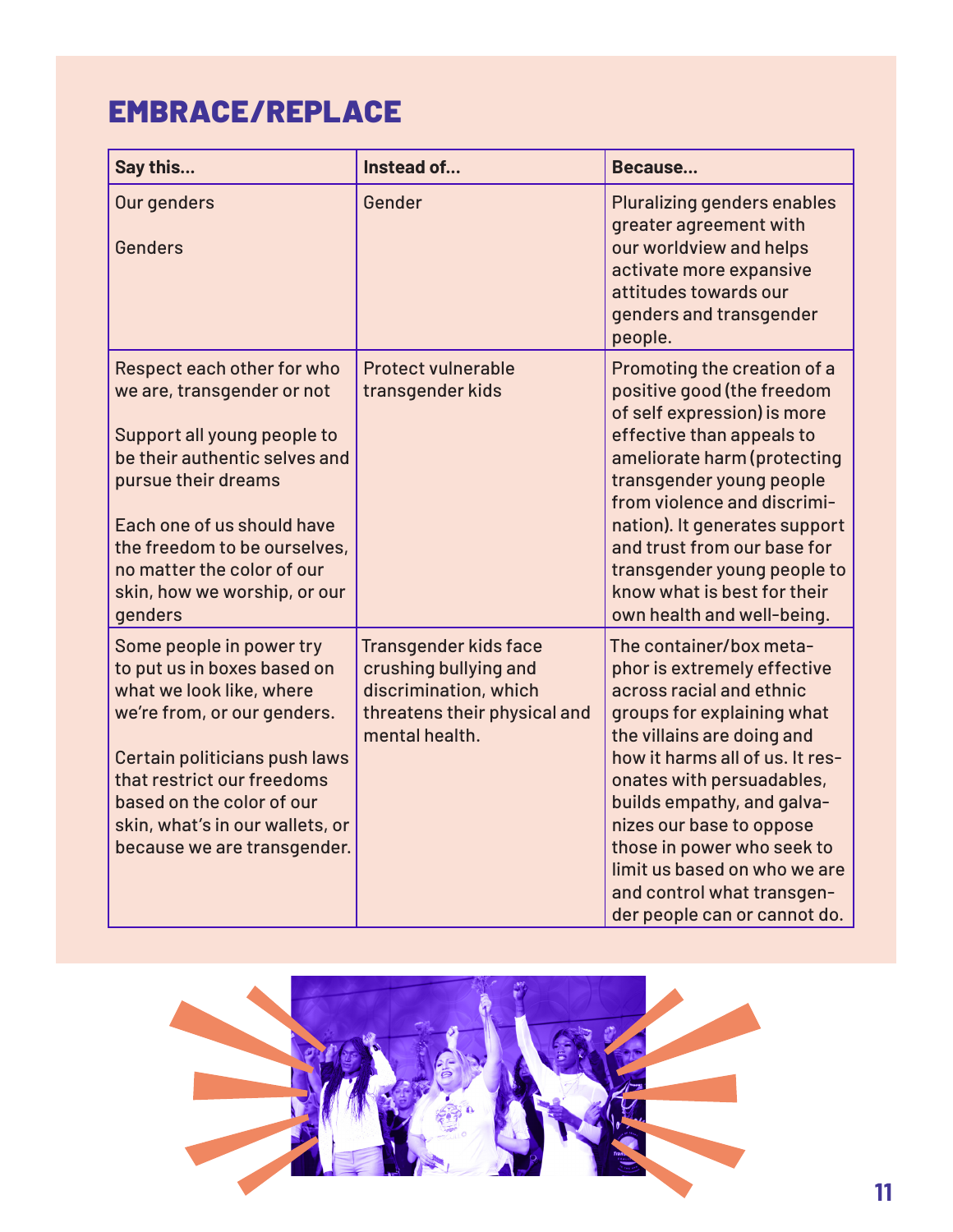## EMBRACE/REPLACE

| Say this... | Instead of... | Because... |
|---|---|---|
| Our genders<br><br>Genders | Gender | Pluralizing genders enables greater agreement with our worldview and helps activate more expansive attitudes towards our genders and transgender people. |
| Respect each other for who we are, transgender or not<br><br>Support all young people to be their authentic selves and pursue their dreams<br><br>Each one of us should have the freedom to be ourselves, no matter the color of our skin, how we worship, or our genders | Protect vulnerable transgender kids | Promoting the creation of a positive good (the freedom of self expression) is more effective than appeals to ameliorate harm (protecting transgender young people from violence and discrimination). It generates support and trust from our base for transgender young people to know what is best for their own health and well-being. |
| Some people in power try to put us in boxes based on what we look like, where we're from, or our genders.<br><br>Certain politicians push laws that restrict our freedoms based on the color of our skin, what's in our wallets, or because we are transgender. | Transgender kids face crushing bullying and discrimination, which threatens their physical and mental health. | The container/box metaphor is extremely effective across racial and ethnic groups for explaining what the villains are doing and how it harms all of us. It resonates with persuadables, builds empathy, and galvanizes our base to oppose those in power who seek to limit us based on who we are and control what transgender people can or cannot do. |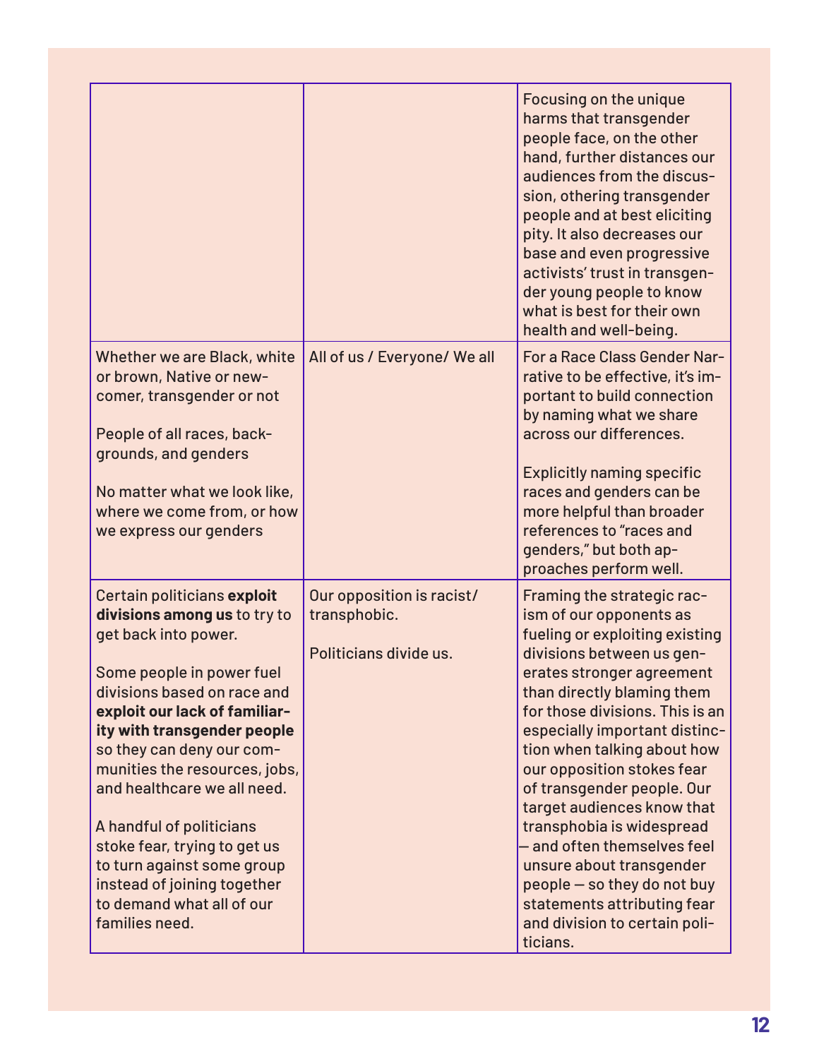| | | |
|---|---|---|
| | | Focusing on the unique harms that transgender people face, on the other hand, further distances our audiences from the discussion, othering transgender people and at best eliciting pity. It also decreases our base and even progressive activists' trust in transgender young people to know what is best for their own health and well-being. |
| Whether we are Black, white or brown, Native or newcomer, transgender or not<br><br>People of all races, backgrounds, and genders<br><br>No matter what we look like, where we come from, or how we express our genders | All of us / Everyone/ We all | For a Race Class Gender Narrative to be effective, it's important to build connection by naming what we share across our differences.<br><br>Explicitly naming specific races and genders can be more helpful than broader references to "races and genders," but both approaches perform well. |
| Certain politicians **exploit divisions among us** to try to get back into power.<br><br>Some people in power fuel divisions based on race and **exploit our lack of familiarity with transgender people** so they can deny our communities the resources, jobs, and healthcare we all need.<br><br>A handful of politicians stoke fear, trying to get us to turn against some group instead of joining together to demand what all of our families need. | Our opposition is racist/ transphobic.<br><br>Politicians divide us. | Framing the strategic racism of our opponents as fueling or exploiting existing divisions between us generates stronger agreement than directly blaming them for those divisions. This is an especially important distinction when talking about how our opposition stokes fear of transgender people. Our target audiences know that transphobia is widespread — and often themselves feel unsure about transgender people — so they do not buy statements attributing fear and division to certain politicians. |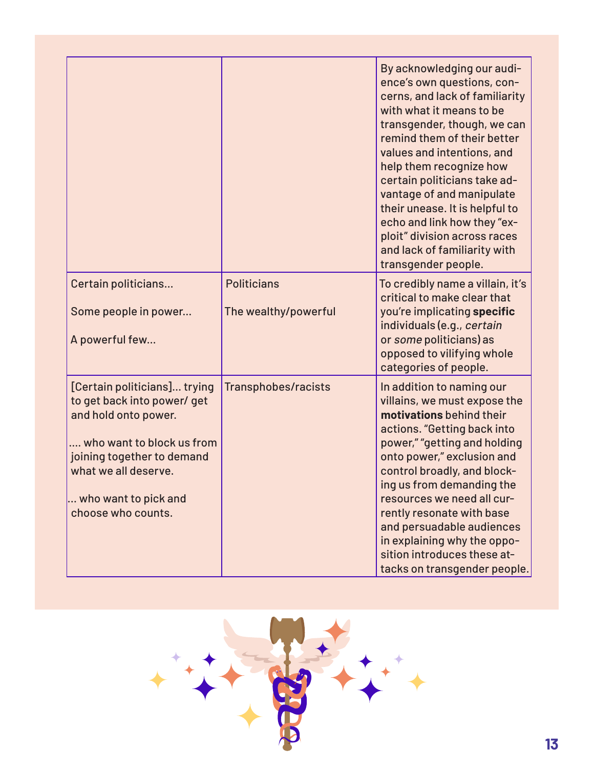| | | |
|---|---|---|
| | | By acknowledging our audience's own questions, concerns, and lack of familiarity with what it means to be transgender, though, we can remind them of their better values and intentions, and help them recognize how certain politicians take advantage of and manipulate their unease. It is helpful to echo and link how they "exploit" division across races and lack of familiarity with transgender people. |
| Certain politicians...<br><br>Some people in power...<br><br>A powerful few... | Politicians<br><br>The wealthy/powerful | To credibly name a villain, it's critical to make clear that you're implicating **specific** individuals (e.g., *certain* or *some* politicians) as opposed to vilifying whole categories of people. |
| [Certain politicians]... trying to get back into power/ get and hold onto power.<br><br>.... who want to block us from joining together to demand what we all deserve.<br><br>... who want to pick and choose who counts. | Transphobes/racists | In addition to naming our villains, we must expose the **motivations** behind their actions. "Getting back into power," "getting and holding onto power," exclusion and control broadly, and blocking us from demanding the resources we need all currently resonate with base and persuadable audiences in explaining why the opposition introduces these attacks on transgender people. |